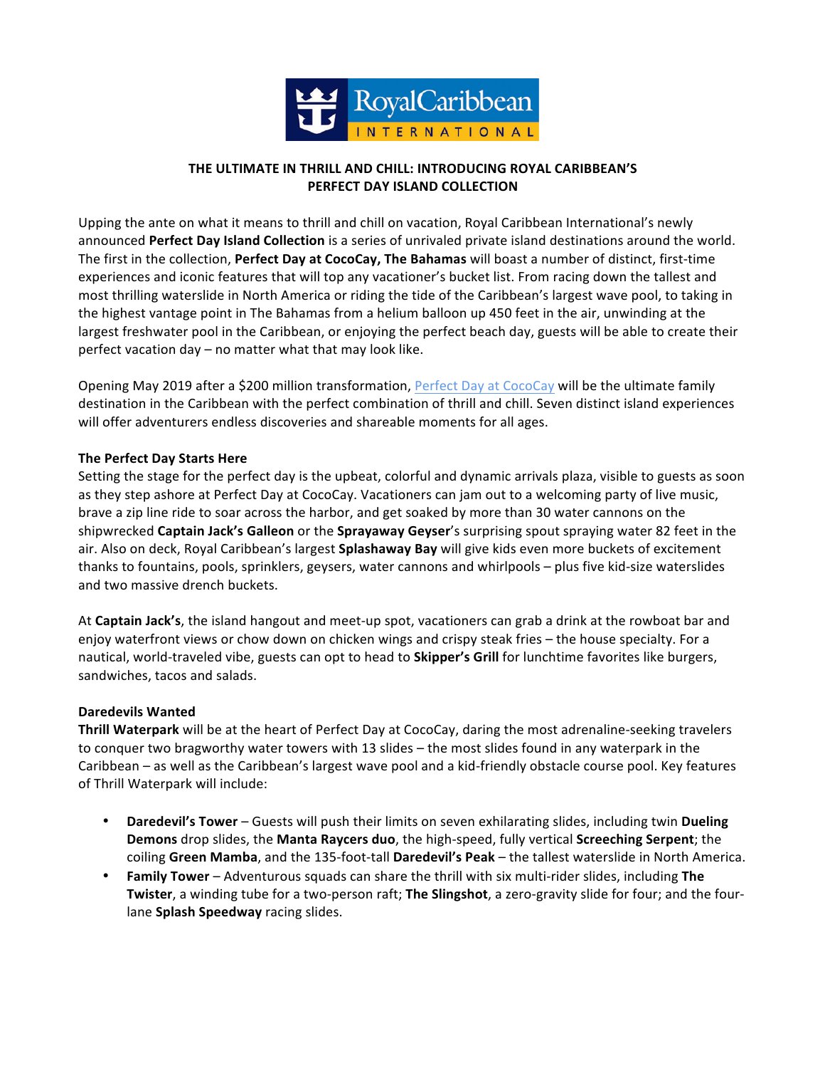Royal Caribbean INTERNATIONAL

# THE ULTIMATE IN THRILL AND CHILL: INTRODUCING ROYAL CARIBBEAN'S PERFECT DAY ISLAND COLLECTION

Upping the ante on what it means to thrill and chill on vacation, Royal Caribbean International's newly announced **Perfect Day Island Collection** is a series of unrivaled private island destinations around the world. The first in the collection, **Perfect Day at CocoCay, The Bahamas** will boast a number of distinct, first-time experiences and iconic features that will top any vacationer's bucket list. From racing down the tallest and most thrilling waterslide in North America or riding the tide of the Caribbean's largest wave pool, to taking in the highest vantage point in The Bahamas from a helium balloon up 450 feet in the air, unwinding at the largest freshwater pool in the Caribbean, or enjoying the perfect beach day, guests will be able to create their perfect vacation day – no matter what that may look like.

Opening May 2019 after a $200 million transformation, Perfect Day at CocoCay will be the ultimate family destination in the Caribbean with the perfect combination of thrill and chill. Seven distinct island experiences will offer adventurers endless discoveries and shareable moments for all ages.

**The Perfect Day Starts Here**

Setting the stage for the perfect day is the upbeat, colorful and dynamic arrivals plaza, visible to guests as soon as they step ashore at Perfect Day at CocoCay. Vacationers can jam out to a welcoming party of live music, brave a zip line ride to soar across the harbor, and get soaked by more than 30 water cannons on the shipwrecked **Captain Jack's Galleon** or the **Sprayaway Geyser**'s surprising spout spraying water 82 feet in the air. Also on deck, Royal Caribbean's largest **Splashaway Bay** will give kids even more buckets of excitement thanks to fountains, pools, sprinklers, geysers, water cannons and whirlpools – plus five kid-size waterslides and two massive drench buckets.

At **Captain Jack's**, the island hangout and meet-up spot, vacationers can grab a drink at the rowboat bar and enjoy waterfront views or chow down on chicken wings and crispy steak fries – the house specialty. For a nautical, world-traveled vibe, guests can opt to head to **Skipper's Grill** for lunchtime favorites like burgers, sandwiches, tacos and salads.

**Daredevils Wanted**

**Thrill Waterpark** will be at the heart of Perfect Day at CocoCay, daring the most adrenaline-seeking travelers to conquer two bragworthy water towers with 13 slides – the most slides found in any waterpark in the Caribbean – as well as the Caribbean's largest wave pool and a kid-friendly obstacle course pool. Key features of Thrill Waterpark will include:

- **Daredevil's Tower** – Guests will push their limits on seven exhilarating slides, including twin **Dueling Demons** drop slides, the **Manta Raycers duo**, the high-speed, fully vertical **Screeching Serpent**; the coiling **Green Mamba**, and the 135-foot-tall **Daredevil's Peak** – the tallest waterslide in North America.
- **Family Tower** – Adventurous squads can share the thrill with six multi-rider slides, including **The Twister**, a winding tube for a two-person raft; **The Slingshot**, a zero-gravity slide for four; and the four-lane **Splash Speedway** racing slides.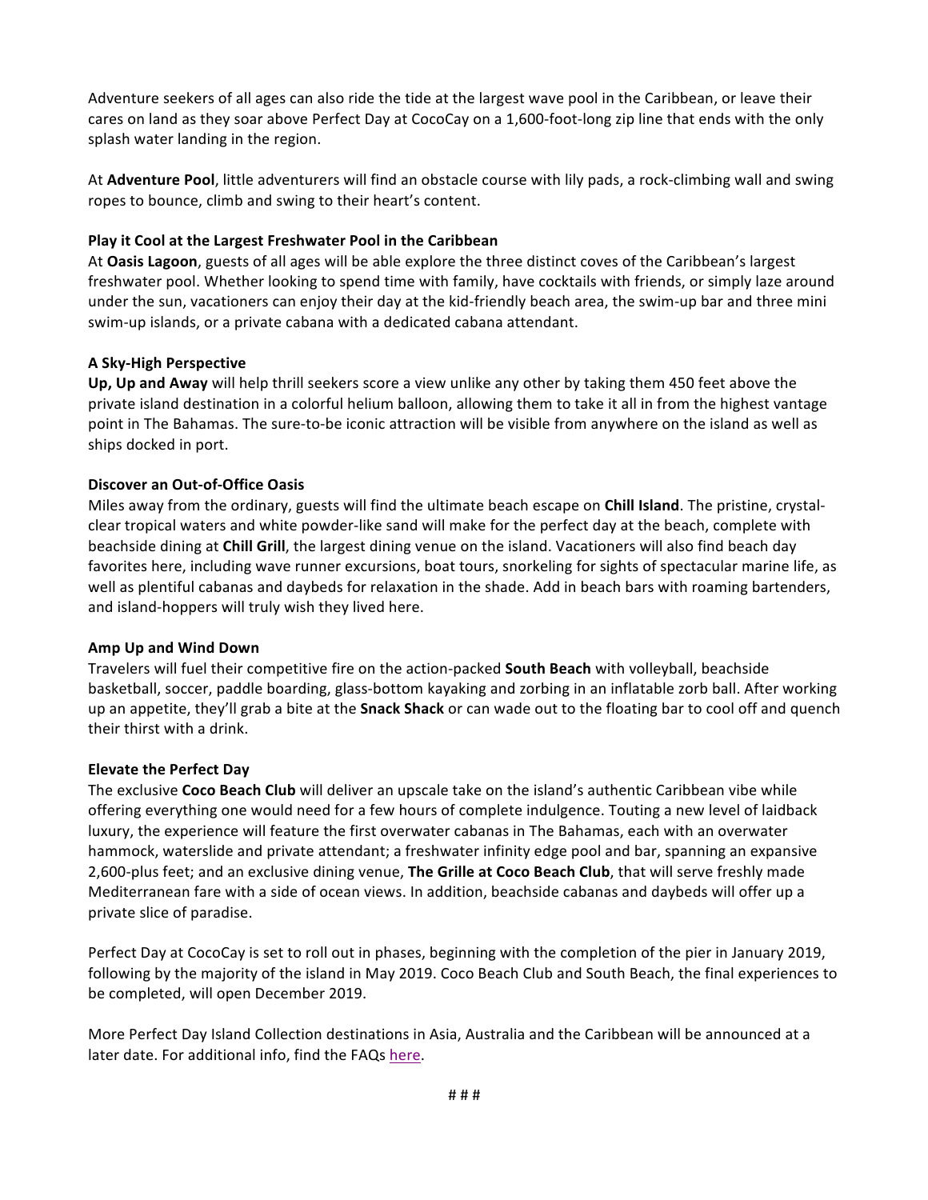Adventure seekers of all ages can also ride the tide at the largest wave pool in the Caribbean, or leave their cares on land as they soar above Perfect Day at CocoCay on a 1,600-foot-long zip line that ends with the only splash water landing in the region.

At **Adventure Pool**, little adventurers will find an obstacle course with lily pads, a rock-climbing wall and swing ropes to bounce, climb and swing to their heart's content.

**Play it Cool at the Largest Freshwater Pool in the Caribbean**
At **Oasis Lagoon**, guests of all ages will be able explore the three distinct coves of the Caribbean's largest freshwater pool. Whether looking to spend time with family, have cocktails with friends, or simply laze around under the sun, vacationers can enjoy their day at the kid-friendly beach area, the swim-up bar and three mini swim-up islands, or a private cabana with a dedicated cabana attendant.

**A Sky-High Perspective**
**Up, Up and Away** will help thrill seekers score a view unlike any other by taking them 450 feet above the private island destination in a colorful helium balloon, allowing them to take it all in from the highest vantage point in The Bahamas. The sure-to-be iconic attraction will be visible from anywhere on the island as well as ships docked in port.

**Discover an Out-of-Office Oasis**
Miles away from the ordinary, guests will find the ultimate beach escape on **Chill Island**. The pristine, crystal-clear tropical waters and white powder-like sand will make for the perfect day at the beach, complete with beachside dining at **Chill Grill**, the largest dining venue on the island. Vacationers will also find beach day favorites here, including wave runner excursions, boat tours, snorkeling for sights of spectacular marine life, as well as plentiful cabanas and daybeds for relaxation in the shade. Add in beach bars with roaming bartenders, and island-hoppers will truly wish they lived here.

**Amp Up and Wind Down**
Travelers will fuel their competitive fire on the action-packed **South Beach** with volleyball, beachside basketball, soccer, paddle boarding, glass-bottom kayaking and zorbing in an inflatable zorb ball. After working up an appetite, they'll grab a bite at the **Snack Shack** or can wade out to the floating bar to cool off and quench their thirst with a drink.

**Elevate the Perfect Day**
The exclusive **Coco Beach Club** will deliver an upscale take on the island's authentic Caribbean vibe while offering everything one would need for a few hours of complete indulgence. Touting a new level of laidback luxury, the experience will feature the first overwater cabanas in The Bahamas, each with an overwater hammock, waterslide and private attendant; a freshwater infinity edge pool and bar, spanning an expansive 2,600-plus feet; and an exclusive dining venue, **The Grille at Coco Beach Club**, that will serve freshly made Mediterranean fare with a side of ocean views. In addition, beachside cabanas and daybeds will offer up a private slice of paradise.

Perfect Day at CocoCay is set to roll out in phases, beginning with the completion of the pier in January 2019, following by the majority of the island in May 2019. Coco Beach Club and South Beach, the final experiences to be completed, will open December 2019.

More Perfect Day Island Collection destinations in Asia, Australia and the Caribbean will be announced at a later date. For additional info, find the FAQs here.

# # #